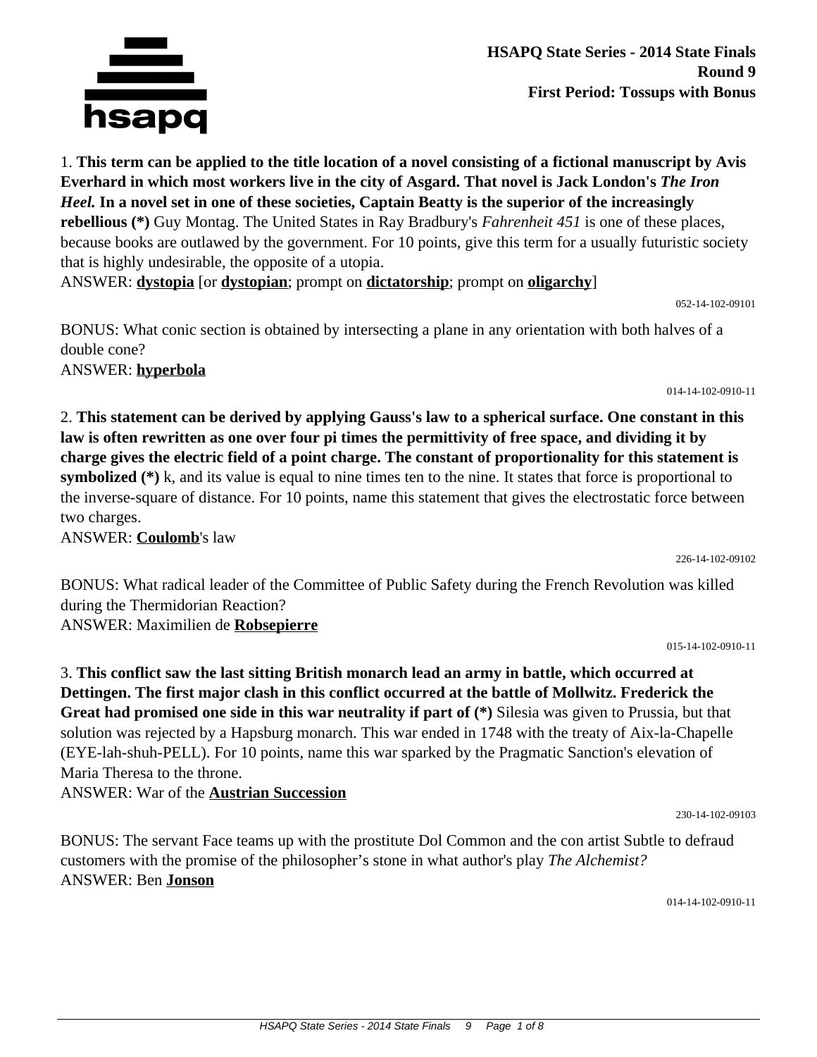**HSAPQ State Series - 2014 State Finals**
**Round 9**
**First Period: Tossups with Bonus**

1. **This term can be applied to the title location of a novel consisting of a fictional manuscript by Avis Everhard in which most workers live in the city of Asgard. That novel is Jack London's *The Iron Heel.* In a novel set in one of these societies, Captain Beatty is the superior of the increasingly rebellious (*)** Guy Montag. The United States in Ray Bradbury's *Fahrenheit 451* is one of these places, because books are outlawed by the government. For 10 points, give this term for a usually futuristic society that is highly undesirable, the opposite of a utopia.
ANSWER: **dystopia** [or **dystopian**; prompt on **dictatorship**; prompt on **oligarchy**]

052-14-102-09101

BONUS: What conic section is obtained by intersecting a plane in any orientation with both halves of a double cone?
ANSWER: **hyperbola**

014-14-102-0910-11

2. **This statement can be derived by applying Gauss's law to a spherical surface. One constant in this law is often rewritten as one over four pi times the permittivity of free space, and dividing it by charge gives the electric field of a point charge. The constant of proportionality for this statement is symbolized (*)** k, and its value is equal to nine times ten to the nine. It states that force is proportional to the inverse-square of distance. For 10 points, name this statement that gives the electrostatic force between two charges.
ANSWER: **Coulomb**'s law

226-14-102-09102

BONUS: What radical leader of the Committee of Public Safety during the French Revolution was killed during the Thermidorian Reaction?
ANSWER: Maximilien de **Robsepierre**

015-14-102-0910-11

3. **This conflict saw the last sitting British monarch lead an army in battle, which occurred at Dettingen. The first major clash in this conflict occurred at the battle of Mollwitz. Frederick the Great had promised one side in this war neutrality if part of (*)** Silesia was given to Prussia, but that solution was rejected by a Hapsburg monarch. This war ended in 1748 with the treaty of Aix-la-Chapelle (EYE-lah-shuh-PELL). For 10 points, name this war sparked by the Pragmatic Sanction's elevation of Maria Theresa to the throne.
ANSWER: War of the **Austrian Succession**

230-14-102-09103

BONUS: The servant Face teams up with the prostitute Dol Common and the con artist Subtle to defraud customers with the promise of the philosopher's stone in what author's play *The Alchemist?*
ANSWER: Ben **Jonson**

014-14-102-0910-11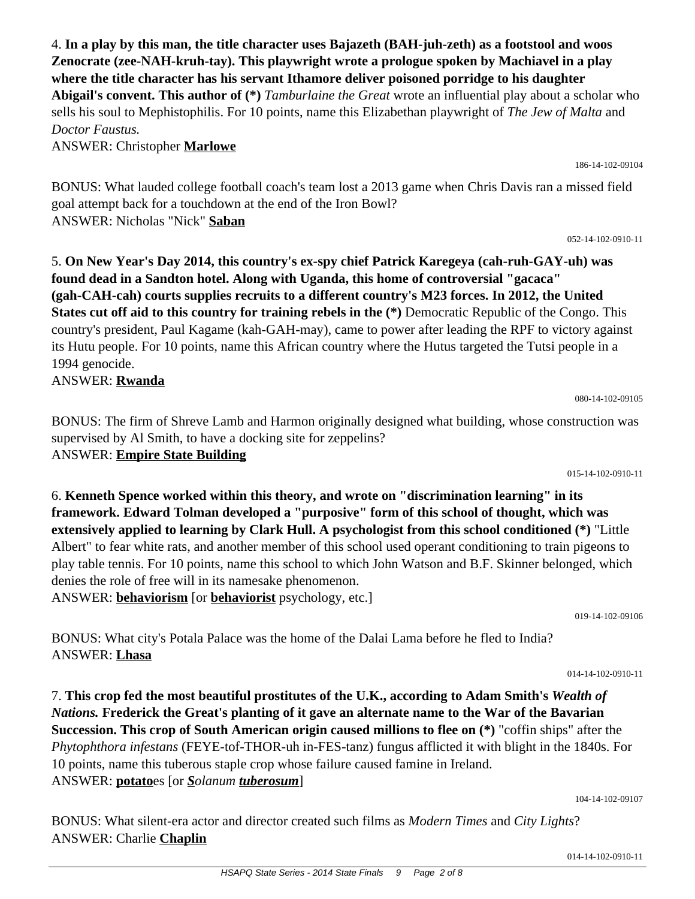4. **In a play by this man, the title character uses Bajazeth (BAH-juh-zeth) as a footstool and woos Zenocrate (zee-NAH-kruh-tay). This playwright wrote a prologue spoken by Machiavel in a play where the title character has his servant Ithamore deliver poisoned porridge to his daughter Abigail's convent. This author of (*)** *Tamburlaine the Great* wrote an influential play about a scholar who sells his soul to Mephistophilis. For 10 points, name this Elizabethan playwright of *The Jew of Malta* and *Doctor Faustus.*

ANSWER: Christopher **Marlowe**

186-14-102-09104

BONUS: What lauded college football coach's team lost a 2013 game when Chris Davis ran a missed field goal attempt back for a touchdown at the end of the Iron Bowl?

ANSWER: Nicholas "Nick" **Saban**

052-14-102-0910-11

5. **On New Year's Day 2014, this country's ex-spy chief Patrick Karegeya (cah-ruh-GAY-uh) was found dead in a Sandton hotel. Along with Uganda, this home of controversial "gacaca" (gah-CAH-cah) courts supplies recruits to a different country's M23 forces. In 2012, the United States cut off aid to this country for training rebels in the (*)** Democratic Republic of the Congo. This country's president, Paul Kagame (kah-GAH-may), came to power after leading the RPF to victory against its Hutu people. For 10 points, name this African country where the Hutus targeted the Tutsi people in a 1994 genocide.

ANSWER: **Rwanda**

080-14-102-09105

BONUS: The firm of Shreve Lamb and Harmon originally designed what building, whose construction was supervised by Al Smith, to have a docking site for zeppelins?

ANSWER: **Empire State Building**

015-14-102-0910-11

6. **Kenneth Spence worked within this theory, and wrote on "discrimination learning" in its framework. Edward Tolman developed a "purposive" form of this school of thought, which was extensively applied to learning by Clark Hull. A psychologist from this school conditioned (*)** "Little Albert" to fear white rats, and another member of this school used operant conditioning to train pigeons to play table tennis. For 10 points, name this school to which John Watson and B.F. Skinner belonged, which denies the role of free will in its namesake phenomenon.

ANSWER: **behaviorism** [or **behaviorist** psychology, etc.]

019-14-102-09106

BONUS: What city's Potala Palace was the home of the Dalai Lama before he fled to India?

ANSWER: **Lhasa**

014-14-102-0910-11

7. **This crop fed the most beautiful prostitutes of the U.K., according to Adam Smith's *Wealth of Nations.* Frederick the Great's planting of it gave an alternate name to the War of the Bavarian Succession. This crop of South American origin caused millions to flee on (*)** "coffin ships" after the *Phytophthora infestans* (FEYE-tof-THOR-uh in-FES-tanz) fungus afflicted it with blight in the 1840s. For 10 points, name this tuberous staple crop whose failure caused famine in Ireland.

ANSWER: **potato**es [or ***S****olanum* ***tuberosum***]

104-14-102-09107

BONUS: What silent-era actor and director created such films as *Modern Times* and *City Lights*?

ANSWER: Charlie **Chaplin**

014-14-102-0910-11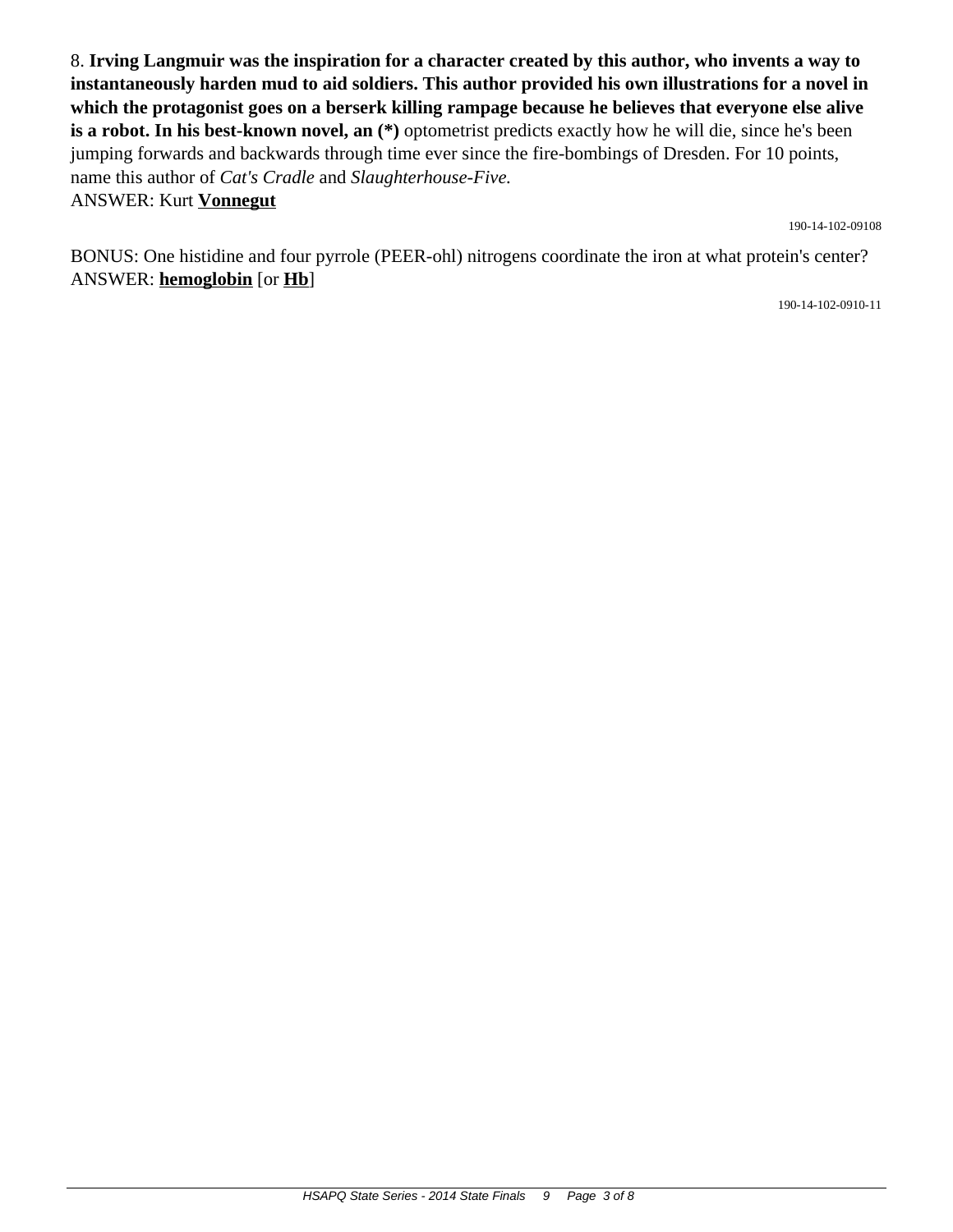8. **Irving Langmuir was the inspiration for a character created by this author, who invents a way to instantaneously harden mud to aid soldiers. This author provided his own illustrations for a novel in which the protagonist goes on a berserk killing rampage because he believes that everyone else alive is a robot. In his best-known novel, an (*)** optometrist predicts exactly how he will die, since he's been jumping forwards and backwards through time ever since the fire-bombings of Dresden. For 10 points, name this author of *Cat's Cradle* and *Slaughterhouse-Five.*
ANSWER: Kurt **Vonnegut**

190-14-102-09108

BONUS: One histidine and four pyrrole (PEER-ohl) nitrogens coordinate the iron at what protein's center?
ANSWER: **hemoglobin** [or **Hb**]

190-14-102-0910-11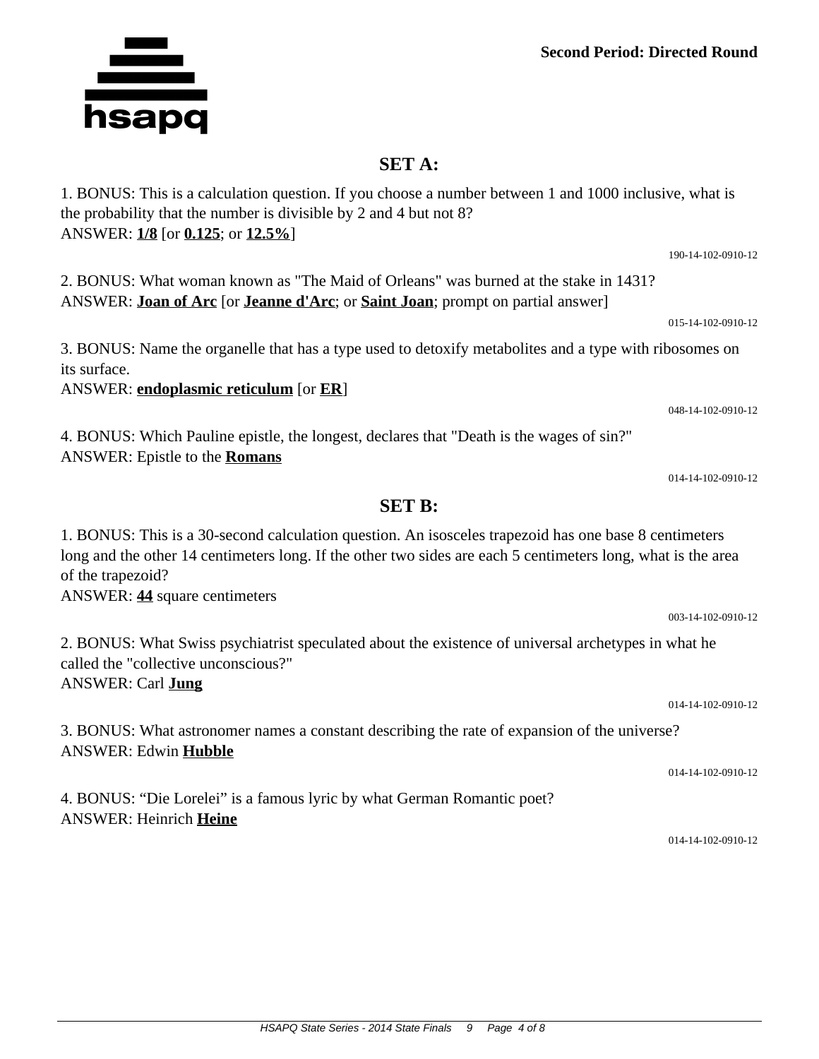**Second Period: Directed Round**

## SET A:

1. BONUS: This is a calculation question. If you choose a number between 1 and 1000 inclusive, what is the probability that the number is divisible by 2 and 4 but not 8?
ANSWER: **<u>1/8</u>** [or **<u>0.125</u>**; or **<u>12.5%</u>**]

190-14-102-0910-12

2. BONUS: What woman known as "The Maid of Orleans" was burned at the stake in 1431?
ANSWER: **<u>Joan of Arc</u>** [or **<u>Jeanne d'Arc</u>**; or **<u>Saint Joan</u>**; prompt on partial answer]

015-14-102-0910-12

3. BONUS: Name the organelle that has a type used to detoxify metabolites and a type with ribosomes on its surface.
ANSWER: **<u>endoplasmic reticulum</u>** [or **<u>ER</u>**]

048-14-102-0910-12

4. BONUS: Which Pauline epistle, the longest, declares that "Death is the wages of sin?"
ANSWER: Epistle to the **<u>Romans</u>**

014-14-102-0910-12

## SET B:

1. BONUS: This is a 30-second calculation question. An isosceles trapezoid has one base 8 centimeters long and the other 14 centimeters long. If the other two sides are each 5 centimeters long, what is the area of the trapezoid?
ANSWER: **<u>44</u>** square centimeters

003-14-102-0910-12

2. BONUS: What Swiss psychiatrist speculated about the existence of universal archetypes in what he called the "collective unconscious?"
ANSWER: Carl **<u>Jung</u>**

014-14-102-0910-12

3. BONUS: What astronomer names a constant describing the rate of expansion of the universe?
ANSWER: Edwin **<u>Hubble</u>**

014-14-102-0910-12

4. BONUS: “Die Lorelei” is a famous lyric by what German Romantic poet?
ANSWER: Heinrich **<u>Heine</u>**

014-14-102-0910-12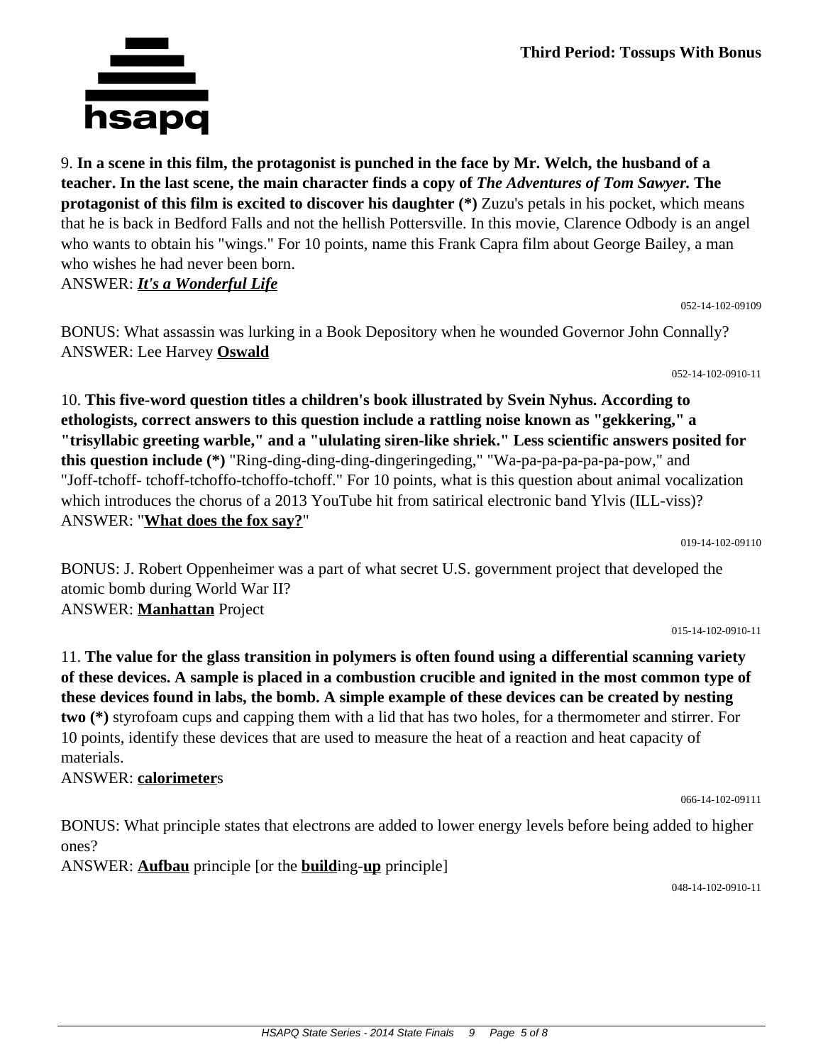## Third Period: Tossups With Bonus

9. **In a scene in this film, the protagonist is punched in the face by Mr. Welch, the husband of a teacher. In the last scene, the main character finds a copy of *The Adventures of Tom Sawyer.* The protagonist of this film is excited to discover his daughter (*)** Zuzu's petals in his pocket, which means that he is back in Bedford Falls and not the hellish Pottersville. In this movie, Clarence Odbody is an angel who wants to obtain his "wings." For 10 points, name this Frank Capra film about George Bailey, a man who wishes he had never been born.
ANSWER: ***It's a Wonderful Life***

052-14-102-09109

BONUS: What assassin was lurking in a Book Depository when he wounded Governor John Connally?
ANSWER: Lee Harvey **Oswald**

052-14-102-0910-11

10. **This five-word question titles a children's book illustrated by Svein Nyhus. According to ethologists, correct answers to this question include a rattling noise known as "gekkering," a "trisyllabic greeting warble," and a "ululating siren-like shriek." Less scientific answers posited for this question include (*)** "Ring-ding-ding-ding-dingeringeding," "Wa-pa-pa-pa-pa-pa-pow," and "Joff-tchoff- tchoff-tchoffo-tchoffo-tchoff." For 10 points, what is this question about animal vocalization which introduces the chorus of a 2013 YouTube hit from satirical electronic band Ylvis (ILL-viss)?
ANSWER: "**What does the fox say?**"

019-14-102-09110

BONUS: J. Robert Oppenheimer was a part of what secret U.S. government project that developed the atomic bomb during World War II?
ANSWER: **Manhattan** Project

015-14-102-0910-11

11. **The value for the glass transition in polymers is often found using a differential scanning variety of these devices. A sample is placed in a combustion crucible and ignited in the most common type of these devices found in labs, the bomb. A simple example of these devices can be created by nesting two (*)** styrofoam cups and capping them with a lid that has two holes, for a thermometer and stirrer. For 10 points, identify these devices that are used to measure the heat of a reaction and heat capacity of materials.
ANSWER: **calorimeter**s

066-14-102-09111

BONUS: What principle states that electrons are added to lower energy levels before being added to higher ones?
ANSWER: **Aufbau** principle [or the **build**ing-**up** principle]

048-14-102-0910-11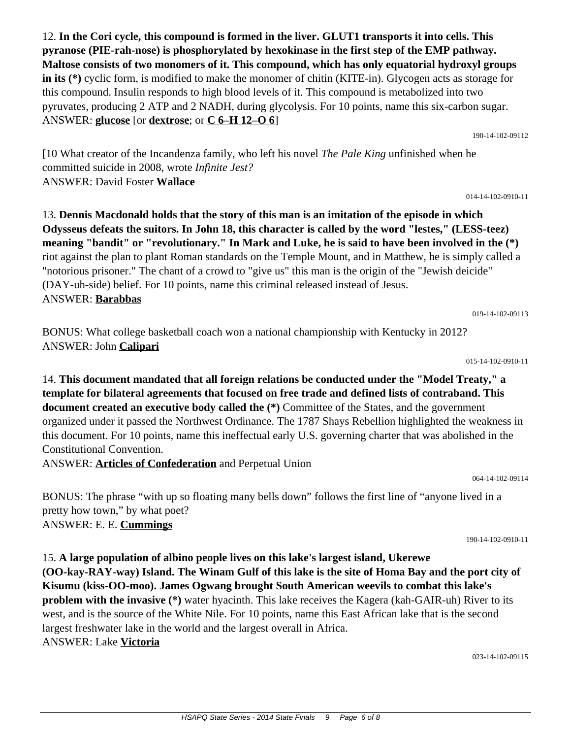12. **In the Cori cycle, this compound is formed in the liver. GLUT1 transports it into cells. This pyranose (PIE-rah-nose) is phosphorylated by hexokinase in the first step of the EMP pathway. Maltose consists of two monomers of it. This compound, which has only equatorial hydroxyl groups in its (*)** cyclic form, is modified to make the monomer of chitin (KITE-in). Glycogen acts as storage for this compound. Insulin responds to high blood levels of it. This compound is metabolized into two pyruvates, producing 2 ATP and 2 NADH, during glycolysis. For 10 points, name this six-carbon sugar.
ANSWER: **glucose** [or **dextrose**; or **C 6–H 12–O 6**]

190-14-102-09112

[10 What creator of the Incandenza family, who left his novel *The Pale King* unfinished when he committed suicide in 2008, wrote *Infinite Jest?*
ANSWER: David Foster **Wallace**

014-14-102-0910-11

13. **Dennis Macdonald holds that the story of this man is an imitation of the episode in which Odysseus defeats the suitors. In John 18, this character is called by the word "lestes," (LESS-teez) meaning "bandit" or "revolutionary." In Mark and Luke, he is said to have been involved in the (*)** riot against the plan to plant Roman standards on the Temple Mount, and in Matthew, he is simply called a "notorious prisoner." The chant of a crowd to "give us" this man is the origin of the "Jewish deicide" (DAY-uh-side) belief. For 10 points, name this criminal released instead of Jesus.
ANSWER: **Barabbas**

019-14-102-09113

BONUS: What college basketball coach won a national championship with Kentucky in 2012?
ANSWER: John **Calipari**

015-14-102-0910-11

14. **This document mandated that all foreign relations be conducted under the "Model Treaty," a template for bilateral agreements that focused on free trade and defined lists of contraband. This document created an executive body called the (*)** Committee of the States, and the government organized under it passed the Northwest Ordinance. The 1787 Shays Rebellion highlighted the weakness in this document. For 10 points, name this ineffectual early U.S. governing charter that was abolished in the Constitutional Convention.
ANSWER: **Articles of Confederation** and Perpetual Union

064-14-102-09114

BONUS: The phrase "with up so floating many bells down" follows the first line of "anyone lived in a pretty how town," by what poet?
ANSWER: E. E. **Cummings**

190-14-102-0910-11

15. **A large population of albino people lives on this lake's largest island, Ukerewe (OO-kay-RAY-way) Island. The Winam Gulf of this lake is the site of Homa Bay and the port city of Kisumu (kiss-OO-moo). James Ogwang brought South American weevils to combat this lake's problem with the invasive (*)** water hyacinth. This lake receives the Kagera (kah-GAIR-uh) River to its west, and is the source of the White Nile. For 10 points, name this East African lake that is the second largest freshwater lake in the world and the largest overall in Africa.
ANSWER: Lake **Victoria**

023-14-102-09115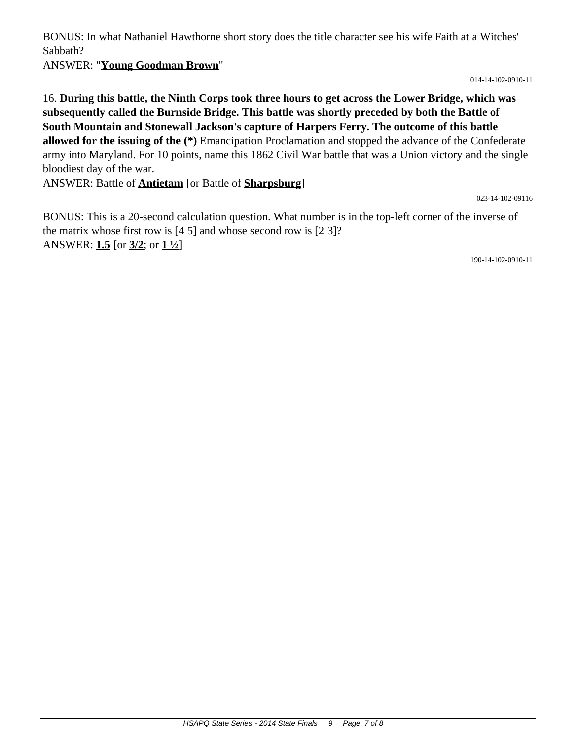BONUS: In what Nathaniel Hawthorne short story does the title character see his wife Faith at a Witches' Sabbath?
ANSWER: "**Young Goodman Brown**"

014-14-102-0910-11

16. **During this battle, the Ninth Corps took three hours to get across the Lower Bridge, which was subsequently called the Burnside Bridge. This battle was shortly preceded by both the Battle of South Mountain and Stonewall Jackson's capture of Harpers Ferry. The outcome of this battle allowed for the issuing of the (*)** Emancipation Proclamation and stopped the advance of the Confederate army into Maryland. For 10 points, name this 1862 Civil War battle that was a Union victory and the single bloodiest day of the war.
ANSWER: Battle of **Antietam** [or Battle of **Sharpsburg**]

023-14-102-09116

BONUS: This is a 20-second calculation question. What number is in the top-left corner of the inverse of the matrix whose first row is [4 5] and whose second row is [2 3]?
ANSWER: **1.5** [or **3/2**; or **1 ½**]

190-14-102-0910-11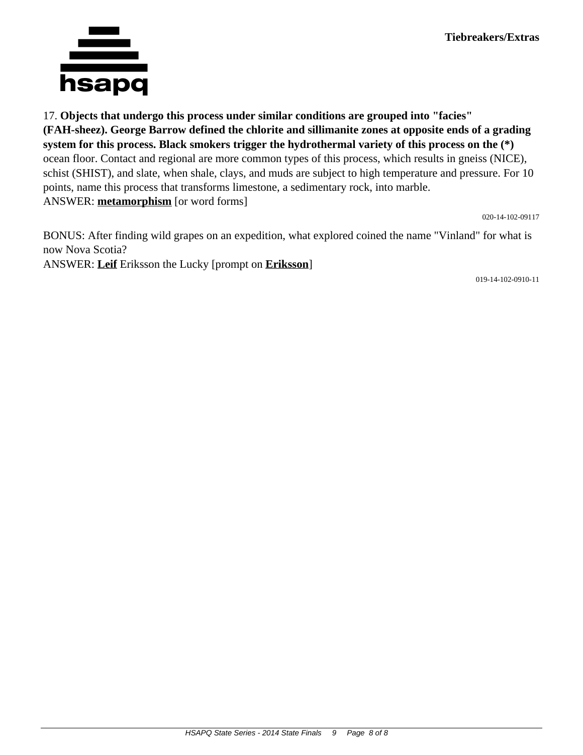**Tiebreakers/Extras**

17. **Objects that undergo this process under similar conditions are grouped into "facies" (FAH-sheez). George Barrow defined the chlorite and sillimanite zones at opposite ends of a grading system for this process. Black smokers trigger the hydrothermal variety of this process on the (*)** ocean floor. Contact and regional are more common types of this process, which results in gneiss (NICE), schist (SHIST), and slate, when shale, clays, and muds are subject to high temperature and pressure. For 10 points, name this process that transforms limestone, a sedimentary rock, into marble.
ANSWER: **metamorphism** [or word forms]

020-14-102-09117

BONUS: After finding wild grapes on an expedition, what explored coined the name "Vinland" for what is now Nova Scotia?
ANSWER: **Leif** Eriksson the Lucky [prompt on **Eriksson**]

019-14-102-0910-11